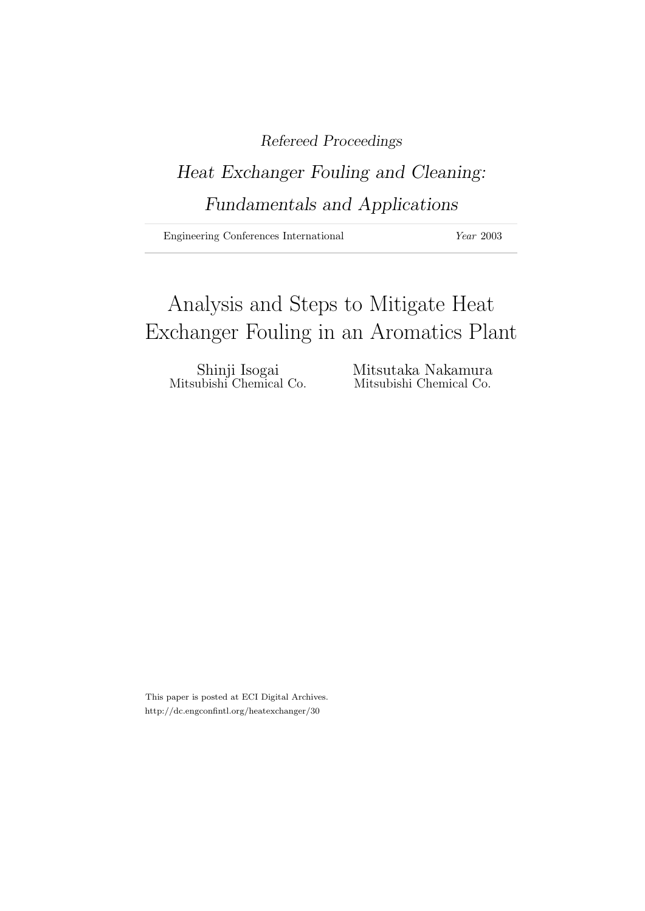*Refereed Proceedings*

*Heat Exchanger Fouling and Cleaning: Fundamentals and Applications*

Engineering Conferences International *Year* 2003

# Analysis and Steps to Mitigate Heat Exchanger Fouling in an Aromatics Plant

Shinji Isogai
Mitsubishi Chemical Co.

Mitsutaka Nakamura
Mitsubishi Chemical Co.

This paper is posted at ECI Digital Archives.
http://dc.engconfintl.org/heatexchanger/30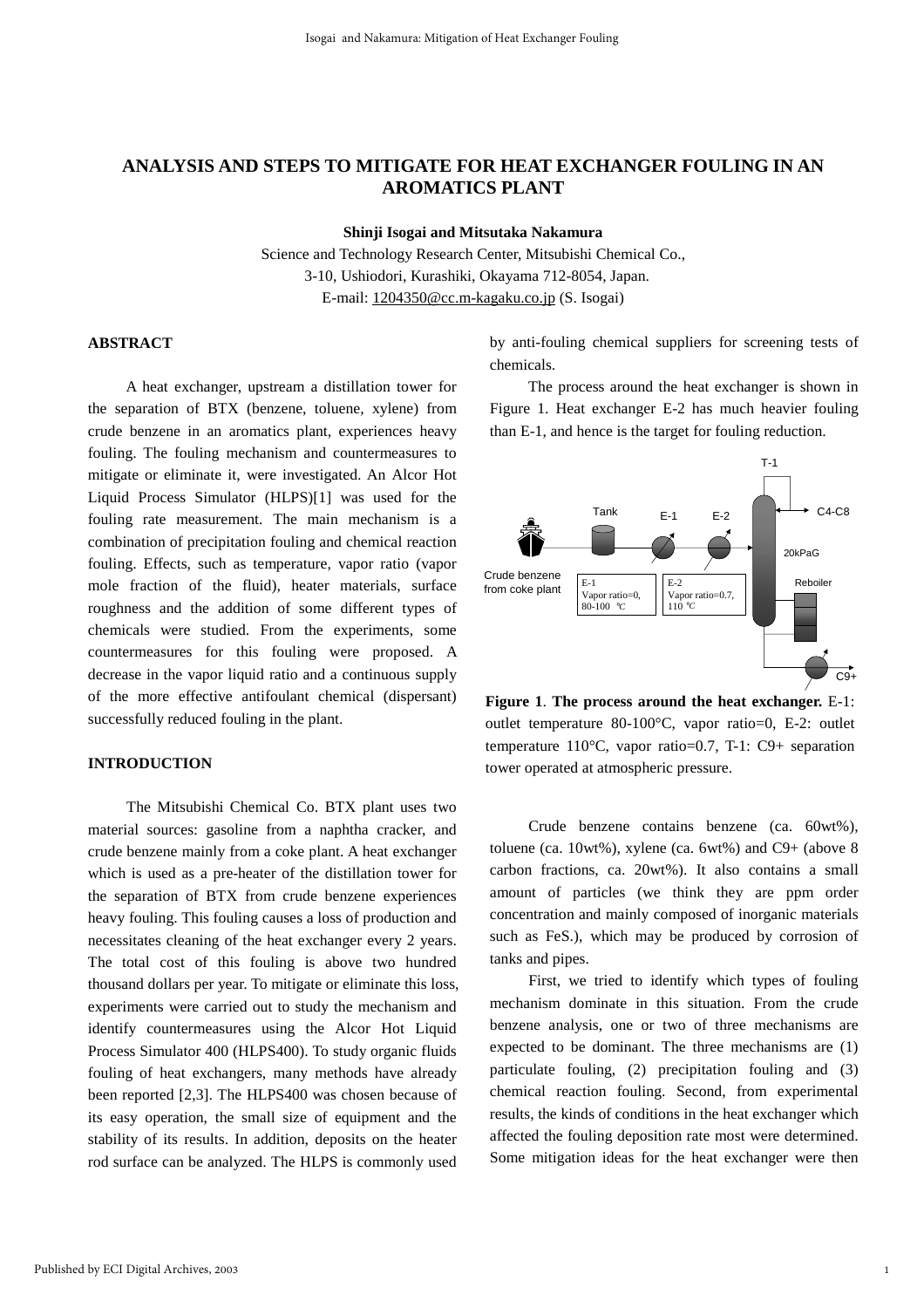# ANALYSIS AND STEPS TO MITIGATE FOR HEAT EXCHANGER FOULING IN AN AROMATICS PLANT

**Shinji Isogai and Mitsutaka Nakamura**

Science and Technology Research Center, Mitsubishi Chemical Co.,
3-10, Ushiodori, Kurashiki, Okayama 712-8054, Japan.
E-mail: 1204350@cc.m-kagaku.co.jp (S. Isogai)

## ABSTRACT

A heat exchanger, upstream a distillation tower for the separation of BTX (benzene, toluene, xylene) from crude benzene in an aromatics plant, experiences heavy fouling. The fouling mechanism and countermeasures to mitigate or eliminate it, were investigated. An Alcor Hot Liquid Process Simulator (HLPS)[1] was used for the fouling rate measurement. The main mechanism is a combination of precipitation fouling and chemical reaction fouling. Effects, such as temperature, vapor ratio (vapor mole fraction of the fluid), heater materials, surface roughness and the addition of some different types of chemicals were studied. From the experiments, some countermeasures for this fouling were proposed. A decrease in the vapor liquid ratio and a continuous supply of the more effective antifoulant chemical (dispersant) successfully reduced fouling in the plant.

## INTRODUCTION

The Mitsubishi Chemical Co. BTX plant uses two material sources: gasoline from a naphtha cracker, and crude benzene mainly from a coke plant. A heat exchanger which is used as a pre-heater of the distillation tower for the separation of BTX from crude benzene experiences heavy fouling. This fouling causes a loss of production and necessitates cleaning of the heat exchanger every 2 years. The total cost of this fouling is above two hundred thousand dollars per year. To mitigate or eliminate this loss, experiments were carried out to study the mechanism and identify countermeasures using the Alcor Hot Liquid Process Simulator 400 (HLPS400). To study organic fluids fouling of heat exchangers, many methods have already been reported [2,3]. The HLPS400 was chosen because of its easy operation, the small size of equipment and the stability of its results. In addition, deposits on the heater rod surface can be analyzed. The HLPS is commonly used by anti-fouling chemical suppliers for screening tests of chemicals.

The process around the heat exchanger is shown in Figure 1. Heat exchanger E-2 has much heavier fouling than E-1, and hence is the target for fouling reduction.

**Figure 1**. **The process around the heat exchanger.** E-1: outlet temperature 80-100°C, vapor ratio=0, E-2: outlet temperature 110°C, vapor ratio=0.7, T-1: C9+ separation tower operated at atmospheric pressure.

Crude benzene contains benzene (ca. 60wt%), toluene (ca. 10wt%), xylene (ca. 6wt%) and C9+ (above 8 carbon fractions, ca. 20wt%). It also contains a small amount of particles (we think they are ppm order concentration and mainly composed of inorganic materials such as FeS.), which may be produced by corrosion of tanks and pipes.

First, we tried to identify which types of fouling mechanism dominate in this situation. From the crude benzene analysis, one or two of three mechanisms are expected to be dominant. The three mechanisms are (1) particulate fouling, (2) precipitation fouling and (3) chemical reaction fouling. Second, from experimental results, the kinds of conditions in the heat exchanger which affected the fouling deposition rate most were determined. Some mitigation ideas for the heat exchanger were then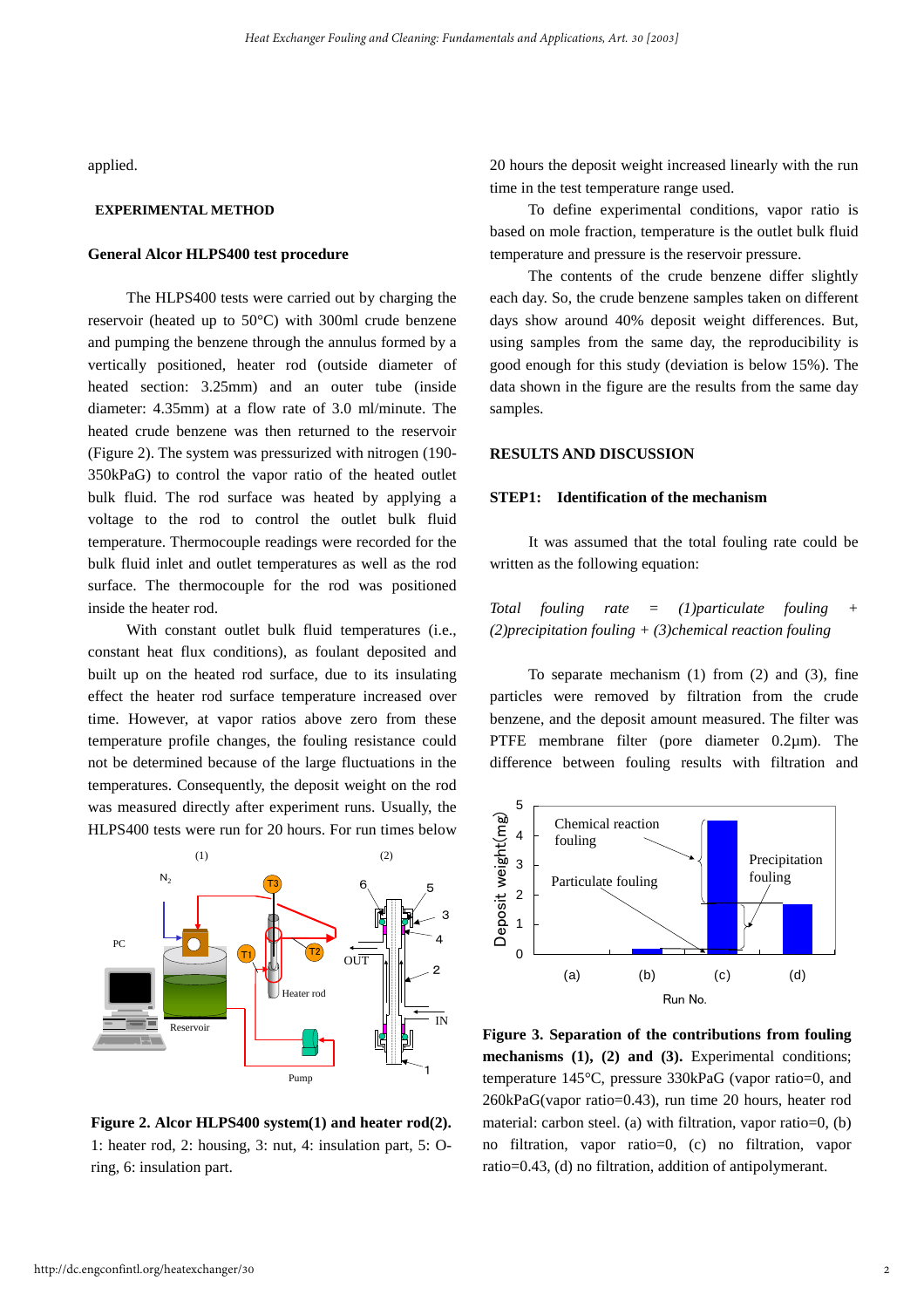applied.

## EXPERIMENTAL METHOD

### General Alcor HLPS400 test procedure

The HLPS400 tests were carried out by charging the reservoir (heated up to 50°C) with 300ml crude benzene and pumping the benzene through the annulus formed by a vertically positioned, heater rod (outside diameter of heated section: 3.25mm) and an outer tube (inside diameter: 4.35mm) at a flow rate of 3.0 ml/minute. The heated crude benzene was then returned to the reservoir (Figure 2). The system was pressurized with nitrogen (190-350kPaG) to control the vapor ratio of the heated outlet bulk fluid. The rod surface was heated by applying a voltage to the rod to control the outlet bulk fluid temperature. Thermocouple readings were recorded for the bulk fluid inlet and outlet temperatures as well as the rod surface. The thermocouple for the rod was positioned inside the heater rod.

With constant outlet bulk fluid temperatures (i.e., constant heat flux conditions), as foulant deposited and built up on the heated rod surface, due to its insulating effect the heater rod surface temperature increased over time. However, at vapor ratios above zero from these temperature profile changes, the fouling resistance could not be determined because of the large fluctuations in the temperatures. Consequently, the deposit weight on the rod was measured directly after experiment runs. Usually, the HLPS400 tests were run for 20 hours. For run times below 20 hours the deposit weight increased linearly with the run time in the test temperature range used.

**Figure 2. Alcor HLPS400 system(1) and heater rod(2).** 1: heater rod, 2: housing, 3: nut, 4: insulation part, 5: O-ring, 6: insulation part.

To define experimental conditions, vapor ratio is based on mole fraction, temperature is the outlet bulk fluid temperature and pressure is the reservoir pressure.

The contents of the crude benzene differ slightly each day. So, the crude benzene samples taken on different days show around 40% deposit weight differences. But, using samples from the same day, the reproducibility is good enough for this study (deviation is below 15%). The data shown in the figure are the results from the same day samples.

## RESULTS AND DISCUSSION

### STEP1: Identification of the mechanism

It was assumed that the total fouling rate could be written as the following equation:

*Total fouling rate = (1)particulate fouling + (2)precipitation fouling + (3)chemical reaction fouling*

To separate mechanism (1) from (2) and (3), fine particles were removed by filtration from the crude benzene, and the deposit amount measured. The filter was PTFE membrane filter (pore diameter 0.2μm). The difference between fouling results with filtration and

**Figure 3. Separation of the contributions from fouling mechanisms (1), (2) and (3).** Experimental conditions; temperature 145°C, pressure 330kPaG (vapor ratio=0, and 260kPaG(vapor ratio=0.43), run time 20 hours, heater rod material: carbon steel. (a) with filtration, vapor ratio=0, (b) no filtration, vapor ratio=0, (c) no filtration, vapor ratio=0.43, (d) no filtration, addition of antipolymerant.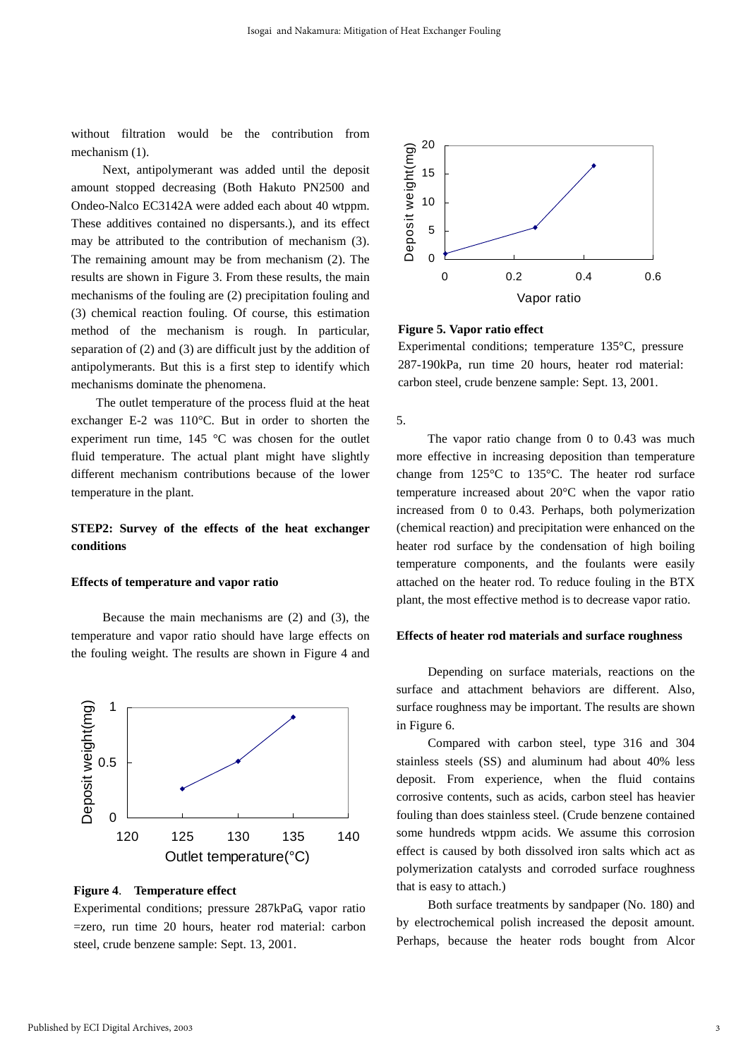without filtration would be the contribution from mechanism (1).

Next, antipolymerant was added until the deposit amount stopped decreasing (Both Hakuto PN2500 and Ondeo-Nalco EC3142A were added each about 40 wtppm. These additives contained no dispersants.), and its effect may be attributed to the contribution of mechanism (3). The remaining amount may be from mechanism (2). The results are shown in Figure 3. From these results, the main mechanisms of the fouling are (2) precipitation fouling and (3) chemical reaction fouling. Of course, this estimation method of the mechanism is rough. In particular, separation of (2) and (3) are difficult just by the addition of antipolymerants. But this is a first step to identify which mechanisms dominate the phenomena.

The outlet temperature of the process fluid at the heat exchanger E-2 was 110°C. But in order to shorten the experiment run time, 145 °C was chosen for the outlet fluid temperature. The actual plant might have slightly different mechanism contributions because of the lower temperature in the plant.

### STEP2: Survey of the effects of the heat exchanger conditions

#### Effects of temperature and vapor ratio

Because the main mechanisms are (2) and (3), the temperature and vapor ratio should have large effects on the fouling weight. The results are shown in Figure 4 and 5.

**Figure 4**. **Temperature effect**

Experimental conditions; pressure 287kPaG, vapor ratio =zero, run time 20 hours, heater rod material: carbon steel, crude benzene sample: Sept. 13, 2001.

**Figure 5. Vapor ratio effect**

Experimental conditions; temperature 135°C, pressure 287-190kPa, run time 20 hours, heater rod material: carbon steel, crude benzene sample: Sept. 13, 2001.

The vapor ratio change from 0 to 0.43 was much more effective in increasing deposition than temperature change from 125°C to 135°C. The heater rod surface temperature increased about 20°C when the vapor ratio increased from 0 to 0.43. Perhaps, both polymerization (chemical reaction) and precipitation were enhanced on the heater rod surface by the condensation of high boiling temperature components, and the foulants were easily attached on the heater rod. To reduce fouling in the BTX plant, the most effective method is to decrease vapor ratio.

#### Effects of heater rod materials and surface roughness

Depending on surface materials, reactions on the surface and attachment behaviors are different. Also, surface roughness may be important. The results are shown in Figure 6.

Compared with carbon steel, type 316 and 304 stainless steels (SS) and aluminum had about 40% less deposit. From experience, when the fluid contains corrosive contents, such as acids, carbon steel has heavier fouling than does stainless steel. (Crude benzene contained some hundreds wtppm acids. We assume this corrosion effect is caused by both dissolved iron salts which act as polymerization catalysts and corroded surface roughness that is easy to attach.)

Both surface treatments by sandpaper (No. 180) and by electrochemical polish increased the deposit amount. Perhaps, because the heater rods bought from Alcor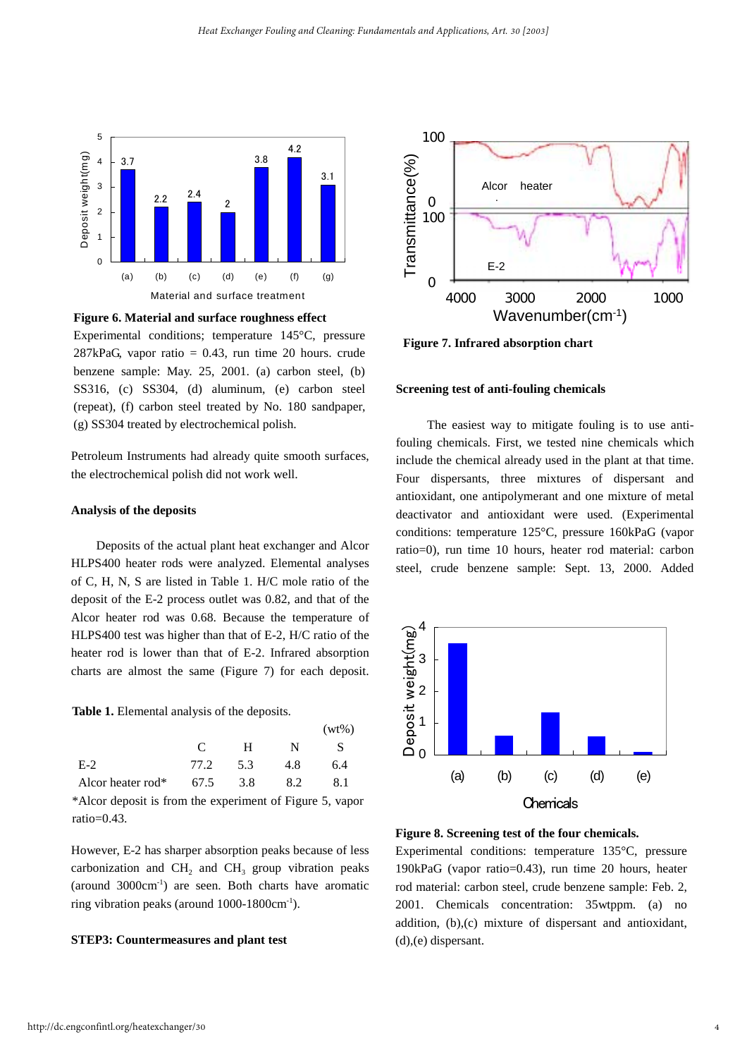**Figure 6. Material and surface roughness effect**
Experimental conditions; temperature 145°C, pressure 287kPaG, vapor ratio = 0.43, run time 20 hours. crude benzene sample: May. 25, 2001. (a) carbon steel, (b) SS316, (c) SS304, (d) aluminum, (e) carbon steel (repeat), (f) carbon steel treated by No. 180 sandpaper, (g) SS304 treated by electrochemical polish.

Petroleum Instruments had already quite smooth surfaces, the electrochemical polish did not work well.

**Analysis of the deposits**

Deposits of the actual plant heat exchanger and Alcor HLPS400 heater rods were analyzed. Elemental analyses of C, H, N, S are listed in Table 1. H/C mole ratio of the deposit of the E-2 process outlet was 0.82, and that of the Alcor heater rod was 0.68. Because the temperature of HLPS400 test was higher than that of E-2, H/C ratio of the heater rod is lower than that of E-2. Infrared absorption charts are almost the same (Figure 7) for each deposit.

**Table 1.** Elemental analysis of the deposits.

(wt%)

| | C | H | N | S |
|---|---|---|---|---|
| E-2 | 77.2 | 5.3 | 4.8 | 6.4 |
| Alcor heater rod* | 67.5 | 3.8 | 8.2 | 8.1 |

*Alcor deposit is from the experiment of Figure 5, vapor ratio=0.43.

However, E-2 has sharper absorption peaks because of less carbonization and $CH_2$ and $CH_3$ group vibration peaks (around 3000cm$^{-1}$) are seen. Both charts have aromatic ring vibration peaks (around 1000-1800cm$^{-1}$).

**STEP3: Countermeasures and plant test**

**Figure 7. Infrared absorption chart**

**Screening test of anti-fouling chemicals**

The easiest way to mitigate fouling is to use anti-fouling chemicals. First, we tested nine chemicals which include the chemical already used in the plant at that time. Four dispersants, three mixtures of dispersant and antioxidant, one antipolymerant and one mixture of metal deactivator and antioxidant were used. (Experimental conditions: temperature 125°C, pressure 160kPaG (vapor ratio=0), run time 10 hours, heater rod material: carbon steel, crude benzene sample: Sept. 13, 2000. Added

**Figure 8. Screening test of the four chemicals.**
Experimental conditions: temperature 135°C, pressure 190kPaG (vapor ratio=0.43), run time 20 hours, heater rod material: carbon steel, crude benzene sample: Feb. 2, 2001. Chemicals concentration: 35wtppm. (a) no addition, (b),(c) mixture of dispersant and antioxidant, (d),(e) dispersant.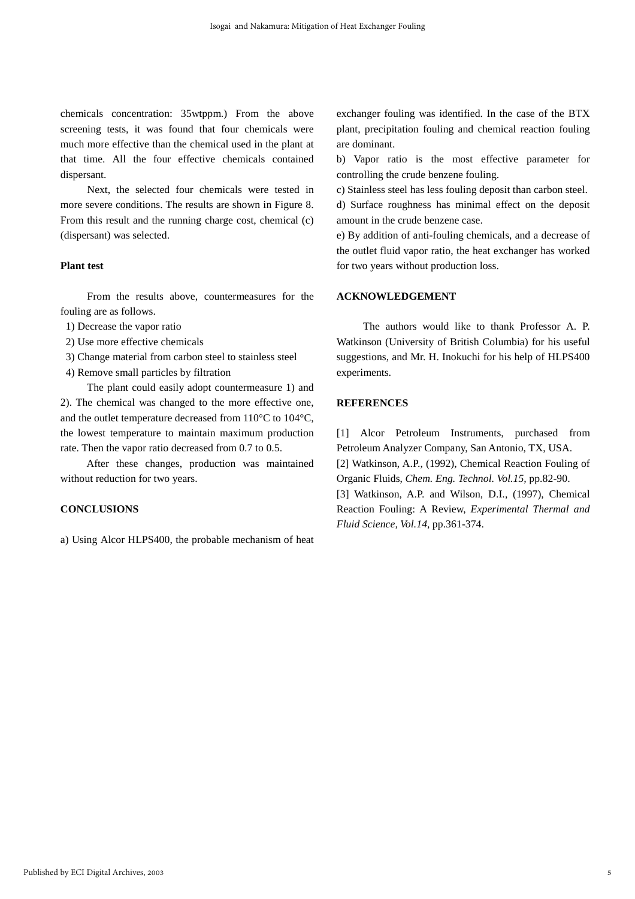chemicals concentration: 35wtppm.) From the above screening tests, it was found that four chemicals were much more effective than the chemical used in the plant at that time. All the four effective chemicals contained dispersant.

Next, the selected four chemicals were tested in more severe conditions. The results are shown in Figure 8. From this result and the running charge cost, chemical (c) (dispersant) was selected.

**Plant test**

From the results above, countermeasures for the fouling are as follows.

1) Decrease the vapor ratio
2) Use more effective chemicals
3) Change material from carbon steel to stainless steel
4) Remove small particles by filtration

The plant could easily adopt countermeasure 1) and 2). The chemical was changed to the more effective one, and the outlet temperature decreased from 110°C to 104°C, the lowest temperature to maintain maximum production rate. Then the vapor ratio decreased from 0.7 to 0.5.

After these changes, production was maintained without reduction for two years.

## CONCLUSIONS

a) Using Alcor HLPS400, the probable mechanism of heat exchanger fouling was identified. In the case of the BTX plant, precipitation fouling and chemical reaction fouling are dominant.

b) Vapor ratio is the most effective parameter for controlling the crude benzene fouling.

c) Stainless steel has less fouling deposit than carbon steel.

d) Surface roughness has minimal effect on the deposit amount in the crude benzene case.

e) By addition of anti-fouling chemicals, and a decrease of the outlet fluid vapor ratio, the heat exchanger has worked for two years without production loss.

## ACKNOWLEDGEMENT

The authors would like to thank Professor A. P. Watkinson (University of British Columbia) for his useful suggestions, and Mr. H. Inokuchi for his help of HLPS400 experiments.

## REFERENCES

[1] Alcor Petroleum Instruments, purchased from Petroleum Analyzer Company, San Antonio, TX, USA.

[2] Watkinson, A.P., (1992), Chemical Reaction Fouling of Organic Fluids, *Chem. Eng. Technol. Vol.15,* pp.82-90.

[3] Watkinson, A.P. and Wilson, D.I., (1997), Chemical Reaction Fouling: A Review, *Experimental Thermal and Fluid Science, Vol.14*, pp.361-374.